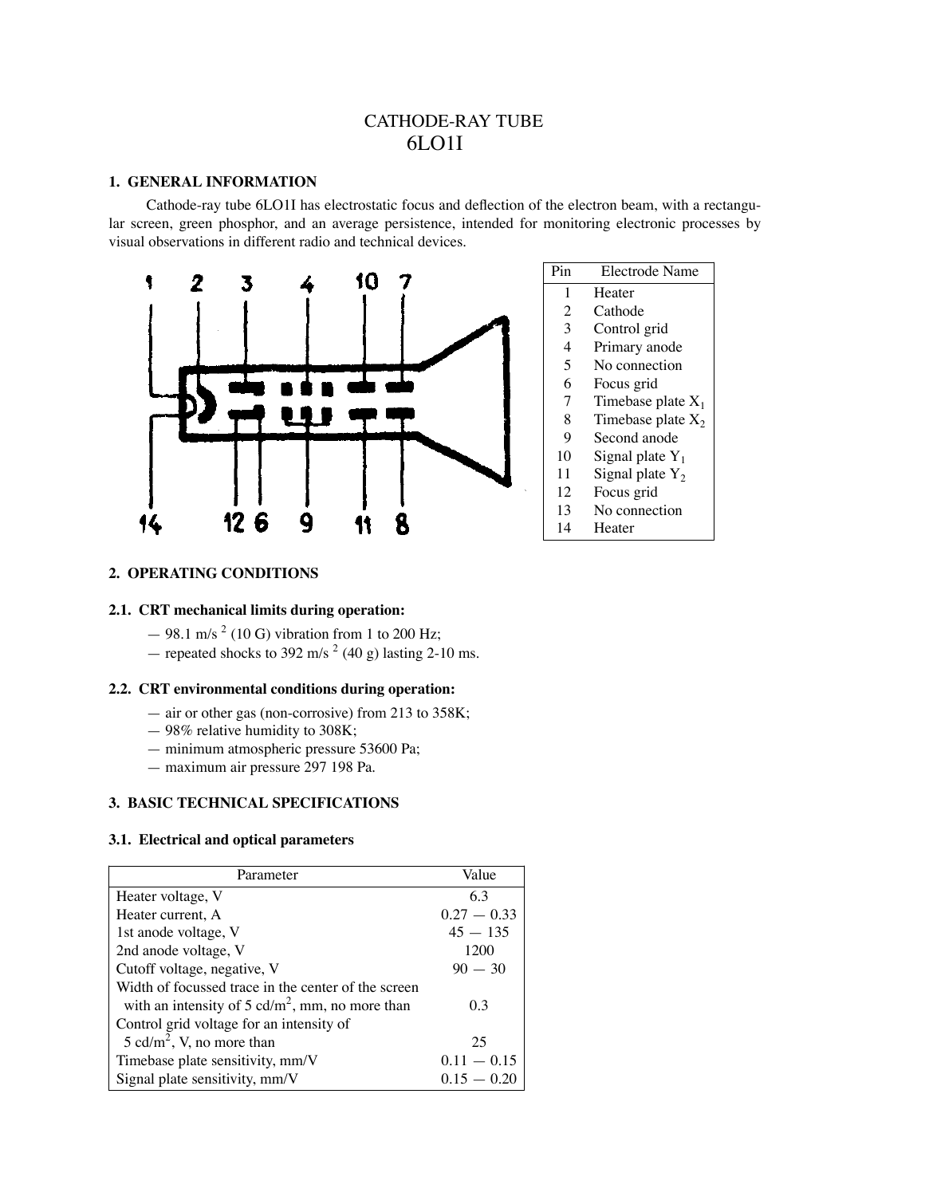# CATHODE-RAY TUBE
# 6LO1I

## 1. GENERAL INFORMATION

Cathode-ray tube 6LO1I has electrostatic focus and deflection of the electron beam, with a rectangular screen, green phosphor, and an average persistence, intended for monitoring electronic processes by visual observations in different radio and technical devices.

| Pin | Electrode Name |
|---|---|
| 1 | Heater |
| 2 | Cathode |
| 3 | Control grid |
| 4 | Primary anode |
| 5 | No connection |
| 6 | Focus grid |
| 7 | Timebase plate $X_1$ |
| 8 | Timebase plate $X_2$ |
| 9 | Second anode |
| 10 | Signal plate $Y_1$ |
| 11 | Signal plate $Y_2$ |
| 12 | Focus grid |
| 13 | No connection |
| 14 | Heater |

## 2. OPERATING CONDITIONS

### 2.1. CRT mechanical limits during operation:

- 98.1 m/s $^2$ (10 G) vibration from 1 to 200 Hz;
- repeated shocks to 392 m/s $^2$ (40 g) lasting 2-10 ms.

### 2.2. CRT environmental conditions during operation:

- air or other gas (non-corrosive) from 213 to 358K;
- 98% relative humidity to 308K;
- minimum atmospheric pressure 53600 Pa;
- maximum air pressure 297 198 Pa.

## 3. BASIC TECHNICAL SPECIFICATIONS

### 3.1. Electrical and optical parameters

| Parameter | Value |
|---|---|
| Heater voltage, V | 6.3 |
| Heater current, A | 0.27 — 0.33 |
| 1st anode voltage, V | 45 — 135 |
| 2nd anode voltage, V | 1200 |
| Cutoff voltage, negative, V | 90 — 30 |
| Width of focussed trace in the center of the screen with an intensity of 5 cd/m$^2$, mm, no more than | 0.3 |
| Control grid voltage for an intensity of 5 cd/m$^2$, V, no more than | 25 |
| Timebase plate sensitivity, mm/V | 0.11 — 0.15 |
| Signal plate sensitivity, mm/V | 0.15 — 0.20 |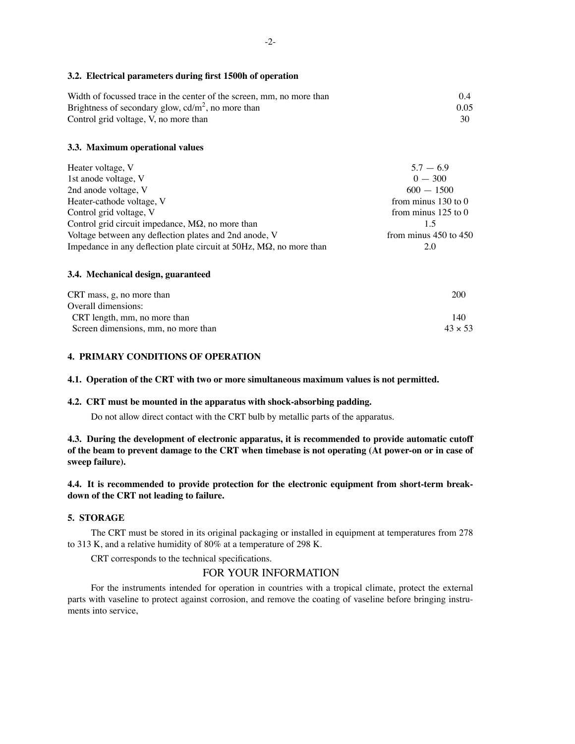### 3.2. Electrical parameters during first 1500h of operation

| | |
|---|---|
| Width of focussed trace in the center of the screen, mm, no more than | 0.4 |
| Brightness of secondary glow, cd/m$^2$, no more than | 0.05 |
| Control grid voltage, V, no more than | 30 |

### 3.3. Maximum operational values

| | |
|---|---|
| Heater voltage, V | 5.7 — 6.9 |
| 1st anode voltage, V | 0 — 300 |
| 2nd anode voltage, V | 600 — 1500 |
| Heater-cathode voltage, V | from minus 130 to 0 |
| Control grid voltage, V | from minus 125 to 0 |
| Control grid circuit impedance, MΩ, no more than | 1.5 |
| Voltage between any deflection plates and 2nd anode, V | from minus 450 to 450 |
| Impedance in any deflection plate circuit at 50Hz, MΩ, no more than | 2.0 |

### 3.4. Mechanical design, guaranteed

| | |
|---|---|
| CRT mass, g, no more than | 200 |
| Overall dimensions: | |
| CRT length, mm, no more than | 140 |
| Screen dimensions, mm, no more than | 43 × 53 |

## 4. PRIMARY CONDITIONS OF OPERATION

**4.1. Operation of the CRT with two or more simultaneous maximum values is not permitted.**

**4.2. CRT must be mounted in the apparatus with shock-absorbing padding.**

Do not allow direct contact with the CRT bulb by metallic parts of the apparatus.

**4.3. During the development of electronic apparatus, it is recommended to provide automatic cutoff of the beam to prevent damage to the CRT when timebase is not operating (At power-on or in case of sweep failure).**

**4.4. It is recommended to provide protection for the electronic equipment from short-term breakdown of the CRT not leading to failure.**

## 5. STORAGE

The CRT must be stored in its original packaging or installed in equipment at temperatures from 278 to 313 K, and a relative humidity of 80% at a temperature of 298 K.

CRT corresponds to the technical specifications.

## FOR YOUR INFORMATION

For the instruments intended for operation in countries with a tropical climate, protect the external parts with vaseline to protect against corrosion, and remove the coating of vaseline before bringing instruments into service,